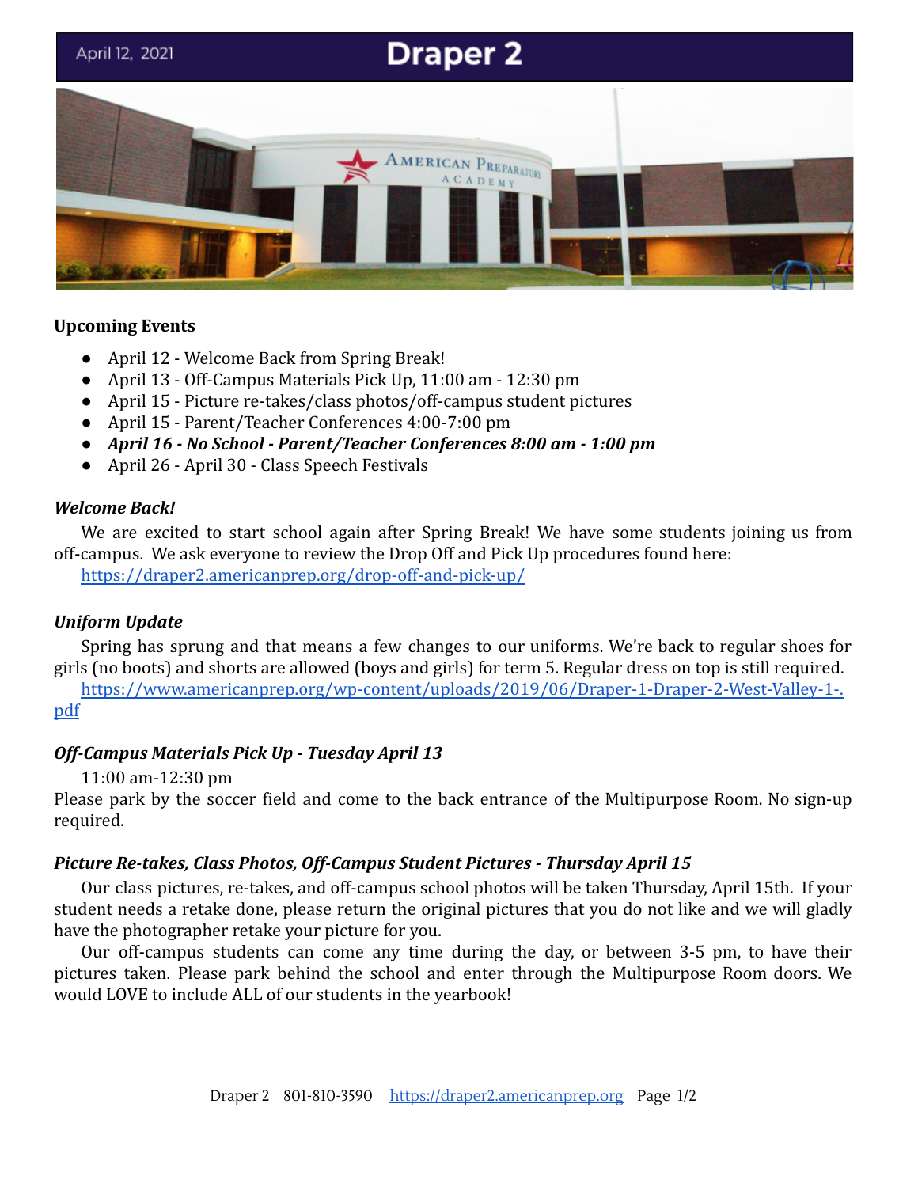April 12, 2021

# Draper 2

### Upcoming Events

- April 12 - Welcome Back from Spring Break!
- April 13 - Off-Campus Materials Pick Up, 11:00 am - 12:30 pm
- April 15 - Picture re-takes/class photos/off-campus student pictures
- April 15 - Parent/Teacher Conferences 4:00-7:00 pm
- ***April 16 - No School - Parent/Teacher Conferences 8:00 am - 1:00 pm***
- April 26 - April 30 - Class Speech Festivals

### *Welcome Back!*

We are excited to start school again after Spring Break! We have some students joining us from off-campus. We ask everyone to review the Drop Off and Pick Up procedures found here: https://draper2.americanprep.org/drop-off-and-pick-up/

### *Uniform Update*

Spring has sprung and that means a few changes to our uniforms. We're back to regular shoes for girls (no boots) and shorts are allowed (boys and girls) for term 5. Regular dress on top is still required. https://www.americanprep.org/wp-content/uploads/2019/06/Draper-1-Draper-2-West-Valley-1-.pdf

### *Off-Campus Materials Pick Up - Tuesday April 13*

11:00 am-12:30 pm
Please park by the soccer field and come to the back entrance of the Multipurpose Room. No sign-up required.

### *Picture Re-takes, Class Photos, Off-Campus Student Pictures - Thursday April 15*

Our class pictures, re-takes, and off-campus school photos will be taken Thursday, April 15th. If your student needs a retake done, please return the original pictures that you do not like and we will gladly have the photographer retake your picture for you.

Our off-campus students can come any time during the day, or between 3-5 pm, to have their pictures taken. Please park behind the school and enter through the Multipurpose Room doors. We would LOVE to include ALL of our students in the yearbook!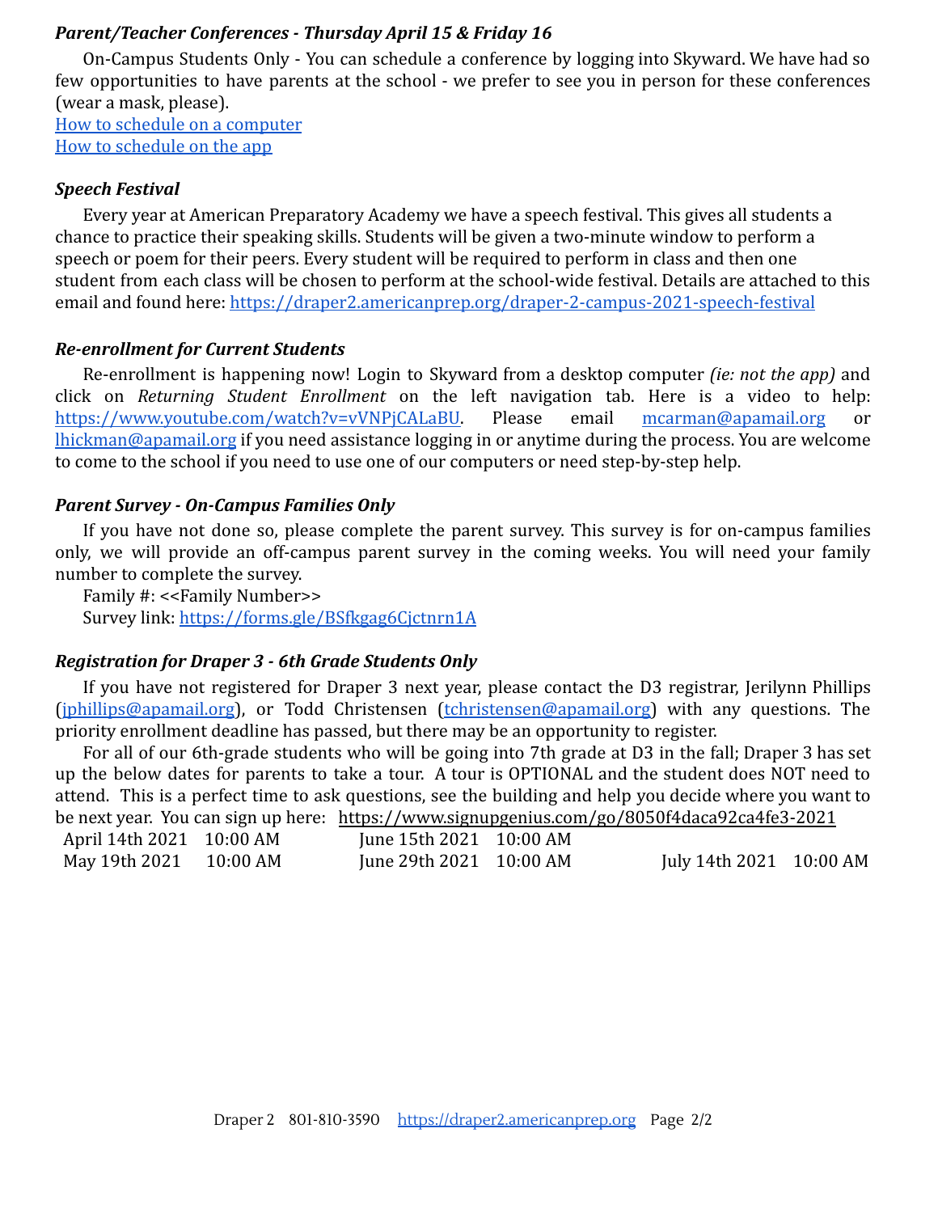### *Parent/Teacher Conferences - Thursday April 15 & Friday 16*

On-Campus Students Only - You can schedule a conference by logging into Skyward. We have had so few opportunities to have parents at the school - we prefer to see you in person for these conferences (wear a mask, please).

How to schedule on a computer
How to schedule on the app

### *Speech Festival*

Every year at American Preparatory Academy we have a speech festival. This gives all students a chance to practice their speaking skills. Students will be given a two-minute window to perform a speech or poem for their peers. Every student will be required to perform in class and then one student from each class will be chosen to perform at the school-wide festival. Details are attached to this email and found here: https://draper2.americanprep.org/draper-2-campus-2021-speech-festival

### *Re-enrollment for Current Students*

Re-enrollment is happening now! Login to Skyward from a desktop computer *(ie: not the app)* and click on *Returning Student Enrollment* on the left navigation tab. Here is a video to help: https://www.youtube.com/watch?v=vVNPjCALaBU. Please email mcarman@apamail.org or lhickman@apamail.org if you need assistance logging in or anytime during the process. You are welcome to come to the school if you need to use one of our computers or need step-by-step help.

### *Parent Survey - On-Campus Families Only*

If you have not done so, please complete the parent survey. This survey is for on-campus families only, we will provide an off-campus parent survey in the coming weeks. You will need your family number to complete the survey.

Family #: <<Family Number>>
Survey link: https://forms.gle/BSfkgag6Cjctnrn1A

### *Registration for Draper 3 - 6th Grade Students Only*

If you have not registered for Draper 3 next year, please contact the D3 registrar, Jerilynn Phillips (jphillips@apamail.org), or Todd Christensen (tchristensen@apamail.org) with any questions. The priority enrollment deadline has passed, but there may be an opportunity to register.

For all of our 6th-grade students who will be going into 7th grade at D3 in the fall; Draper 3 has set up the below dates for parents to take a tour. A tour is OPTIONAL and the student does NOT need to attend. This is a perfect time to ask questions, see the building and help you decide where you want to be next year. You can sign up here: https://www.signupgenius.com/go/8050f4daca92ca4fe3-2021

| | | |
|---|---|---|
| April 14th 2021 10:00 AM | June 15th 2021 10:00 AM | |
| May 19th 2021 10:00 AM | June 29th 2021 10:00 AM | July 14th 2021 10:00 AM |